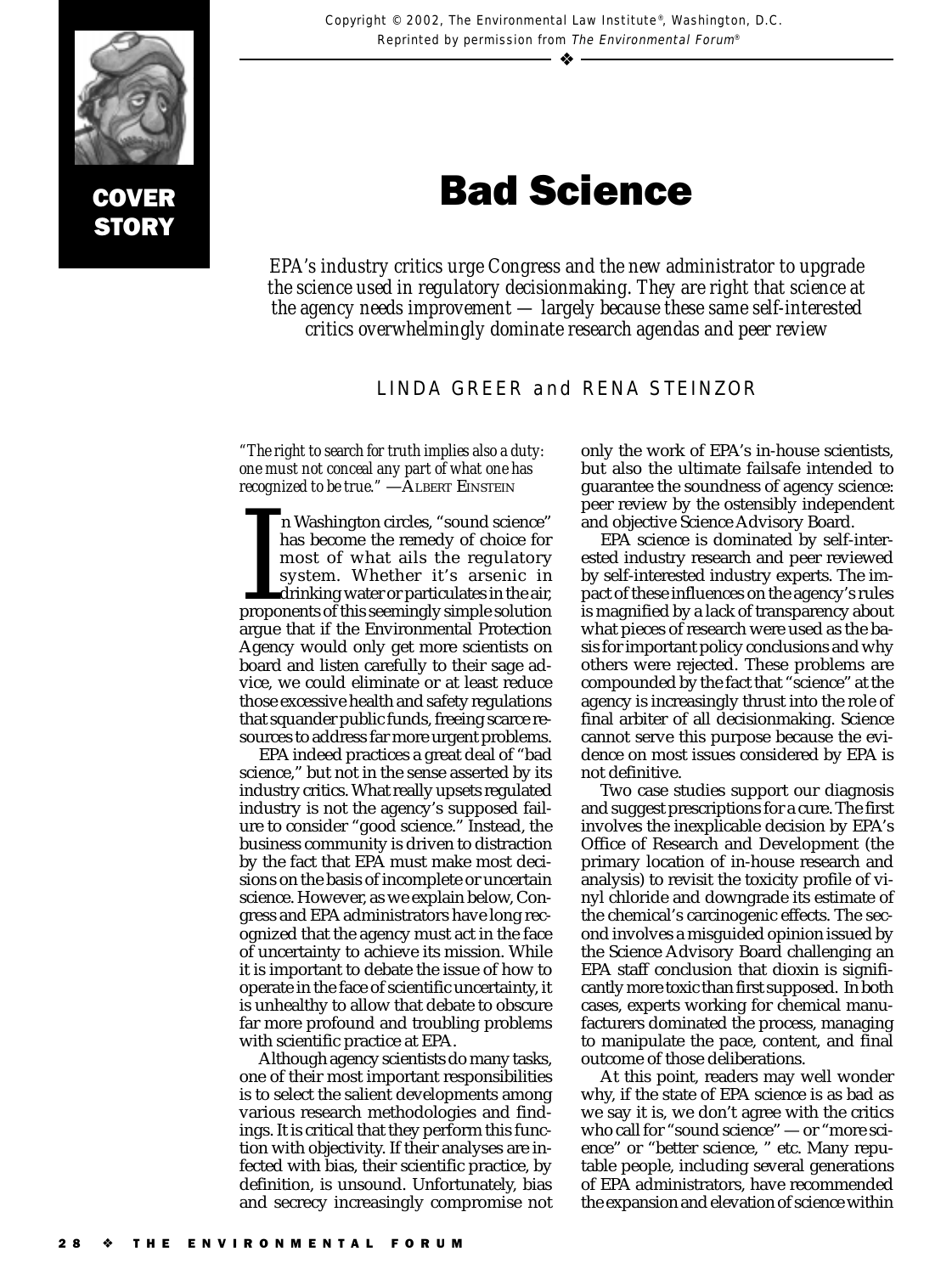Copyright © 2002, The Environmental Law Institute®, Washington, D.C.
Reprinted by permission from *The Environmental Forum*®

COVER STORY

# Bad Science

*EPA's industry critics urge Congress and the new administrator to upgrade the science used in regulatory decisionmaking. They are right that science at the agency needs improvement — largely because these same self-interested critics overwhelmingly dominate research agendas and peer review*

LINDA GREER and RENA STEINZOR

*"The right to search for truth implies also a duty: one must not conceal any part of what one has recognized to be true."* —ALBERT EINSTEIN

In Washington circles, "sound science" has become the remedy of choice for most of what ails the regulatory system. Whether it's arsenic in drinking water or particulates in the air, proponents of this seemingly simple solution argue that if the Environmental Protection Agency would only get more scientists on board and listen carefully to their sage advice, we could eliminate or at least reduce those excessive health and safety regulations that squander public funds, freeing scarce resources to address far more urgent problems.

EPA indeed practices a great deal of "bad science," but not in the sense asserted by its industry critics. What really upsets regulated industry is not the agency's supposed failure to consider "good science." Instead, the business community is driven to distraction by the fact that EPA must make most decisions on the basis of incomplete or uncertain science. However, as we explain below, Congress and EPA administrators have long recognized that the agency must act in the face of uncertainty to achieve its mission. While it is important to debate the issue of how to operate in the face of scientific uncertainty, it is unhealthy to allow that debate to obscure far more profound and troubling problems with scientific practice at EPA.

Although agency scientists do many tasks, one of their most important responsibilities is to select the salient developments among various research methodologies and findings. It is critical that they perform this function with objectivity. If their analyses are infected with bias, their scientific practice, by definition, is unsound. Unfortunately, bias and secrecy increasingly compromise not only the work of EPA's in-house scientists, but also the ultimate failsafe intended to guarantee the soundness of agency science: peer review by the ostensibly independent and objective Science Advisory Board.

EPA science is dominated by self-interested industry research and peer reviewed by self-interested industry experts. The impact of these influences on the agency's rules is magnified by a lack of transparency about what pieces of research were used as the basis for important policy conclusions and why others were rejected. These problems are compounded by the fact that "science" at the agency is increasingly thrust into the role of final arbiter of all decisionmaking. Science cannot serve this purpose because the evidence on most issues considered by EPA is not definitive.

Two case studies support our diagnosis and suggest prescriptions for a cure. The first involves the inexplicable decision by EPA's Office of Research and Development (the primary location of in-house research and analysis) to revisit the toxicity profile of vinyl chloride and downgrade its estimate of the chemical's carcinogenic effects. The second involves a misguided opinion issued by the Science Advisory Board challenging an EPA staff conclusion that dioxin is significantly more toxic than first supposed. In both cases, experts working for chemical manufacturers dominated the process, managing to manipulate the pace, content, and final outcome of those deliberations.

At this point, readers may well wonder why, if the state of EPA science is as bad as we say it is, we don't agree with the critics who call for "sound science" — or "more science" or "better science, " etc. Many reputable people, including several generations of EPA administrators, have recommended the expansion and elevation of science within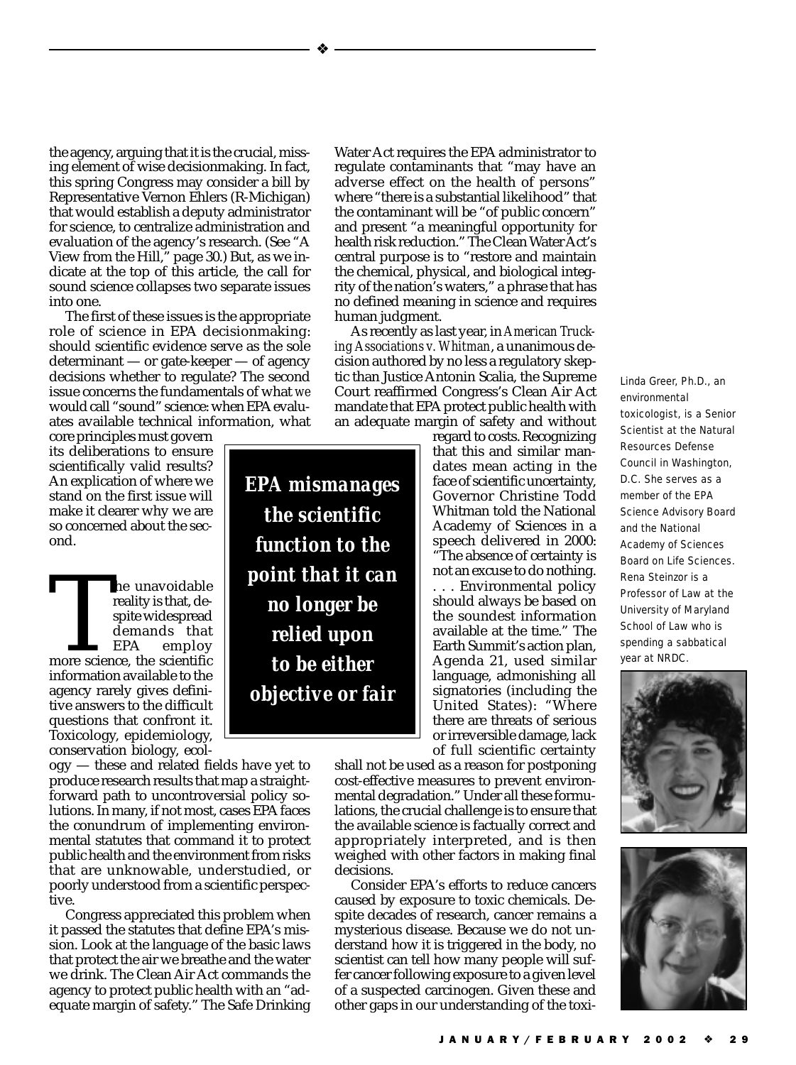the agency, arguing that it is the crucial, missing element of wise decisionmaking. In fact, this spring Congress may consider a bill by Representative Vernon Ehlers (R-Michigan) that would establish a deputy administrator for science, to centralize administration and evaluation of the agency's research. (See "A View from the Hill," page 30.) But, as we indicate at the top of this article, the call for sound science collapses two separate issues into one.

The first of these issues is the appropriate role of science in EPA decisionmaking: should scientific evidence serve as the sole determinant — or gate-keeper — of agency decisions whether to regulate? The second issue concerns the fundamentals of what *we* would call "sound" science: when EPA evaluates available technical information, what core principles must govern its deliberations to ensure scientifically valid results? An explication of where we stand on the first issue will make it clearer why we are so concerned about the second.

The unavoidable reality is that, despite widespread demands that EPA employ more science, the scientific information available to the agency rarely gives definitive answers to the difficult questions that confront it. Toxicology, epidemiology, conservation biology, ecology — these and related fields have yet to produce research results that map a straightforward path to uncontroversial policy solutions. In many, if not most, cases EPA faces the conundrum of implementing environmental statutes that command it to protect public health and the environment from risks that are unknowable, understudied, or poorly understood from a scientific perspective.

Congress appreciated this problem when it passed the statutes that define EPA's mission. Look at the language of the basic laws that protect the air we breathe and the water we drink. The Clean Air Act commands the agency to protect public health with an "adequate margin of safety." The Safe Drinking Water Act requires the EPA administrator to regulate contaminants that "may have an adverse effect on the health of persons" where "there is a substantial likelihood" that the contaminant will be "of public concern" and present "a meaningful opportunity for health risk reduction." The Clean Water Act's central purpose is to "restore and maintain the chemical, physical, and biological integrity of the nation's waters," a phrase that has no defined meaning in science and requires human judgment.

As recently as last year, in *American Trucking Associations v. Whitman*, a unanimous decision authored by no less a regulatory skeptic than Justice Antonin Scalia, the Supreme Court reaffirmed Congress's Clean Air Act mandate that EPA protect public health with an adequate margin of safety and without regard to costs. Recognizing that this and similar mandates mean acting in the face of scientific uncertainty, Governor Christine Todd Whitman told the National Academy of Sciences in a speech delivered in 2000: "The absence of certainty is not an excuse to do nothing. . . . Environmental policy should always be based on the soundest information available at the time." The Earth Summit's action plan, Agenda 21, used similar language, admonishing all signatories (including the United States): "Where there are threats of serious or irreversible damage, lack of full scientific certainty shall not be used as a reason for postponing cost-effective measures to prevent environmental degradation." Under all these formulations, the crucial challenge is to ensure that the available science is factually correct and appropriately interpreted, and is then weighed with other factors in making final decisions.

**EPA mismanages the scientific function to the point that it can no longer be relied upon to be either objective or fair**

Consider EPA's efforts to reduce cancers caused by exposure to toxic chemicals. Despite decades of research, cancer remains a mysterious disease. Because we do not understand how it is triggered in the body, no scientist can tell how many people will suffer cancer following exposure to a given level of a suspected carcinogen. Given these and other gaps in our understanding of the toxi-

Linda Greer, Ph.D., an environmental toxicologist, is a Senior Scientist at the Natural Resources Defense Council in Washington, D.C. She serves as a member of the EPA Science Advisory Board and the National Academy of Sciences Board on Life Sciences. Rena Steinzor is a Professor of Law at the University of Maryland School of Law who is spending a sabbatical year at NRDC.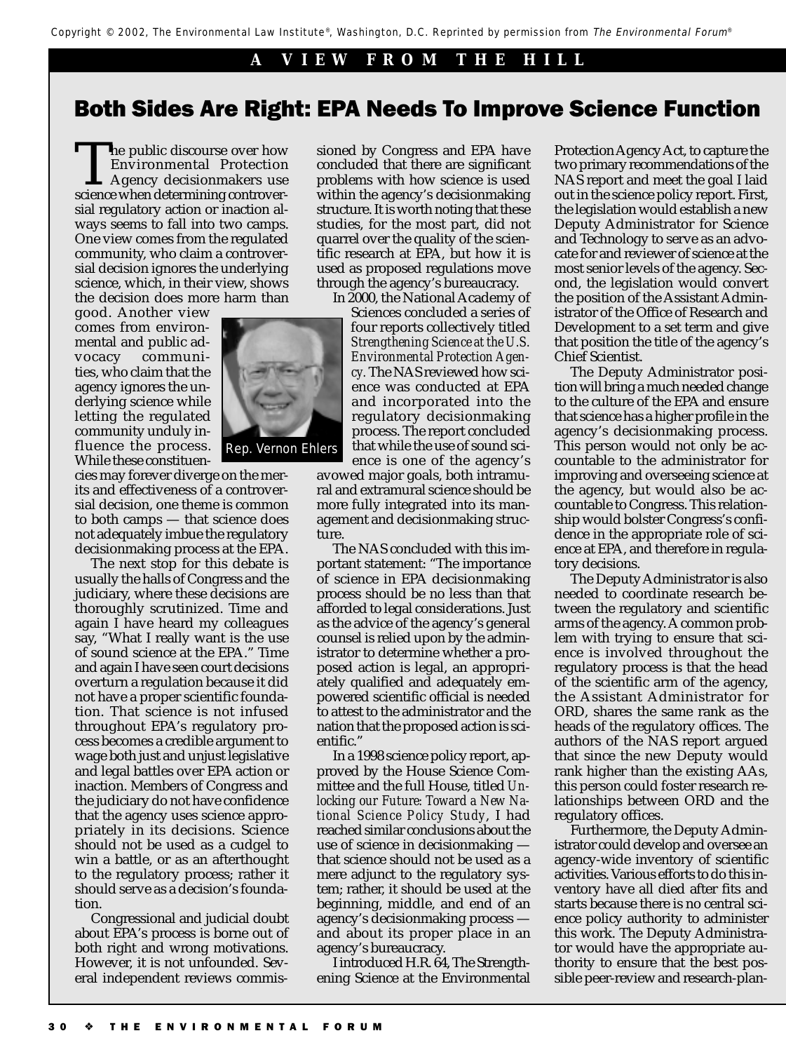Copyright © 2002, The Environmental Law Institute®, Washington, D.C. Reprinted by permission from *The Environmental Forum*®

**A VIEW FROM THE HILL**

# Both Sides Are Right: EPA Needs To Improve Science Function

The public discourse over how Environmental Protection Agency decisionmakers use science when determining controversial regulatory action or inaction always seems to fall into two camps. One view comes from the regulated community, who claim a controversial decision ignores the underlying science, which, in their view, shows the decision does more harm than good. Another view comes from environmental and public advocacy communities, who claim that the agency ignores the underlying science while letting the regulated community unduly influence the process. While these constituencies may forever diverge on the merits and effectiveness of a controversial decision, one theme is common to both camps — that science does not adequately imbue the regulatory decisionmaking process at the EPA.

Rep. Vernon Ehlers

The next stop for this debate is usually the halls of Congress and the judiciary, where these decisions are thoroughly scrutinized. Time and again I have heard my colleagues say, "What I really want is the use of sound science at the EPA." Time and again I have seen court decisions overturn a regulation because it did not have a proper scientific foundation. That science is not infused throughout EPA's regulatory process becomes a credible argument to wage both just and unjust legislative and legal battles over EPA action or inaction. Members of Congress and the judiciary do not have confidence that the agency uses science appropriately in its decisions. Science should not be used as a cudgel to win a battle, or as an afterthought to the regulatory process; rather it should serve as a decision's foundation.

Congressional and judicial doubt about EPA's process is borne out of both right and wrong motivations. However, it is not unfounded. Several independent reviews commissioned by Congress and EPA have concluded that there are significant problems with how science is used within the agency's decisionmaking structure. It is worth noting that these studies, for the most part, did not quarrel over the quality of the scientific research at EPA, but how it is used as proposed regulations move through the agency's bureaucracy.

In 2000, the National Academy of Sciences concluded a series of four reports collectively titled *Strengthening Science at the U.S. Environmental Protection Agency*. The NAS reviewed how science was conducted at EPA and incorporated into the regulatory decisionmaking process. The report concluded that while the use of sound science is one of the agency's avowed major goals, both intramural and extramural science should be more fully integrated into its management and decisionmaking structure.

The NAS concluded with this important statement: "The importance of science in EPA decisionmaking process should be no less than that afforded to legal considerations. Just as the advice of the agency's general counsel is relied upon by the administrator to determine whether a proposed action is legal, an appropriately qualified and adequately empowered scientific official is needed to attest to the administrator and the nation that the proposed action is scientific."

In a 1998 science policy report, approved by the House Science Committee and the full House, titled *Unlocking our Future: Toward a New National Science Policy Study*, I had reached similar conclusions about the use of science in decisionmaking — that science should not be used as a mere adjunct to the regulatory system; rather, it should be used at the beginning, middle, and end of an agency's decisionmaking process — and about its proper place in an agency's bureaucracy.

I introduced H.R. 64, The Strengthening Science at the Environmental Protection Agency Act, to capture the two primary recommendations of the NAS report and meet the goal I laid out in the science policy report. First, the legislation would establish a new Deputy Administrator for Science and Technology to serve as an advocate for and reviewer of science at the most senior levels of the agency. Second, the legislation would convert the position of the Assistant Administrator of the Office of Research and Development to a set term and give that position the title of the agency's Chief Scientist.

The Deputy Administrator position will bring a much needed change to the culture of the EPA and ensure that science has a higher profile in the agency's decisionmaking process. This person would not only be accountable to the administrator for improving and overseeing science at the agency, but would also be accountable to Congress. This relationship would bolster Congress's confidence in the appropriate role of science at EPA, and therefore in regulatory decisions.

The Deputy Administrator is also needed to coordinate research between the regulatory and scientific arms of the agency. A common problem with trying to ensure that science is involved throughout the regulatory process is that the head of the scientific arm of the agency, the Assistant Administrator for ORD, shares the same rank as the heads of the regulatory offices. The authors of the NAS report argued that since the new Deputy would rank higher than the existing AAs, this person could foster research relationships between ORD and the regulatory offices.

Furthermore, the Deputy Administrator could develop and oversee an agency-wide inventory of scientific activities. Various efforts to do this inventory have all died after fits and starts because there is no central science policy authority to administer this work. The Deputy Administrator would have the appropriate authority to ensure that the best possible peer-review and research-plan-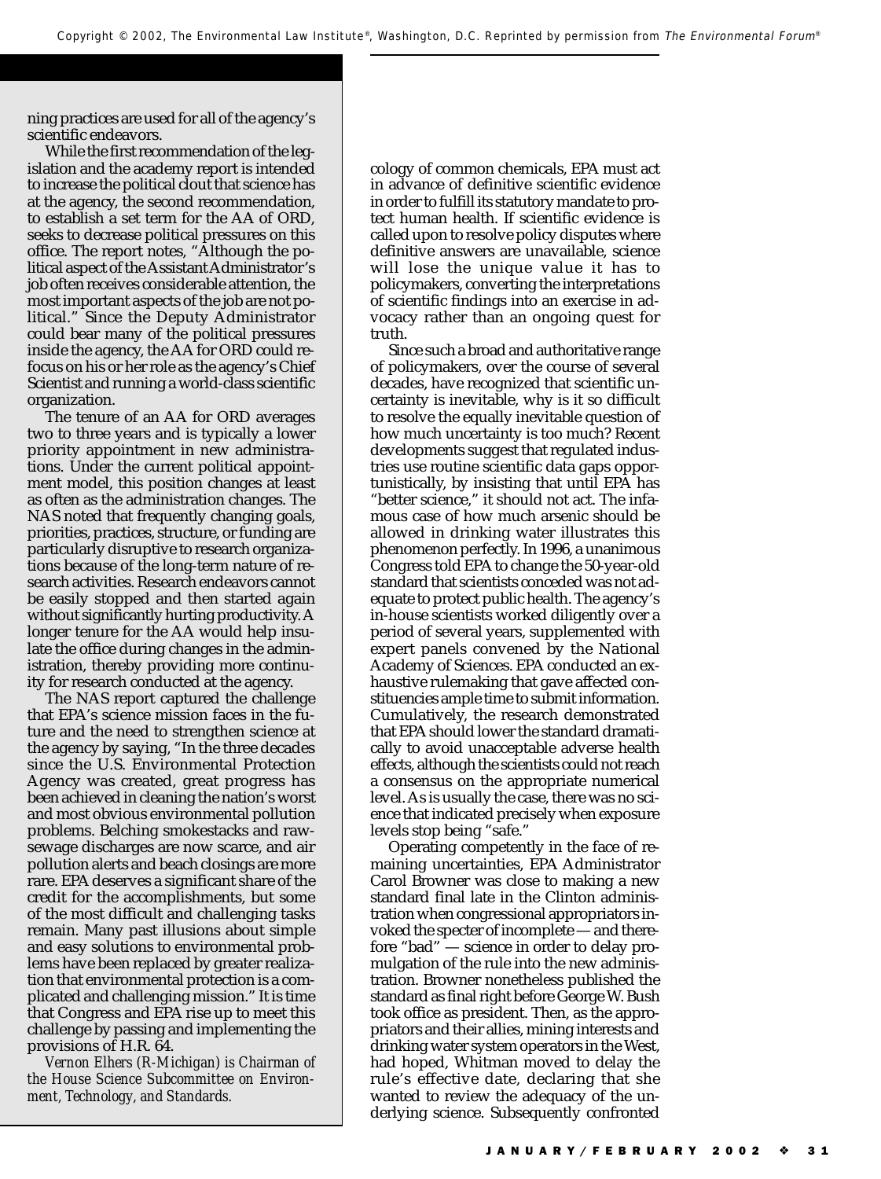ning practices are used for all of the agency's scientific endeavors.

While the first recommendation of the legislation and the academy report is intended to increase the political clout that science has at the agency, the second recommendation, to establish a set term for the AA of ORD, seeks to decrease political pressures on this office. The report notes, "Although the political aspect of the Assistant Administrator's job often receives considerable attention, the most important aspects of the job are not political." Since the Deputy Administrator could bear many of the political pressures inside the agency, the AA for ORD could refocus on his or her role as the agency's Chief Scientist and running a world-class scientific organization.

The tenure of an AA for ORD averages two to three years and is typically a lower priority appointment in new administrations. Under the current political appointment model, this position changes at least as often as the administration changes. The NAS noted that frequently changing goals, priorities, practices, structure, or funding are particularly disruptive to research organizations because of the long-term nature of research activities. Research endeavors cannot be easily stopped and then started again without significantly hurting productivity. A longer tenure for the AA would help insulate the office during changes in the administration, thereby providing more continuity for research conducted at the agency.

The NAS report captured the challenge that EPA's science mission faces in the future and the need to strengthen science at the agency by saying, "In the three decades since the U.S. Environmental Protection Agency was created, great progress has been achieved in cleaning the nation's worst and most obvious environmental pollution problems. Belching smokestacks and raw-sewage discharges are now scarce, and air pollution alerts and beach closings are more rare. EPA deserves a significant share of the credit for the accomplishments, but some of the most difficult and challenging tasks remain. Many past illusions about simple and easy solutions to environmental problems have been replaced by greater realization that environmental protection is a complicated and challenging mission." It is time that Congress and EPA rise up to meet this challenge by passing and implementing the provisions of H.R. 64.

*Vernon Elhers (R-Michigan) is Chairman of the House Science Subcommittee on Environment, Technology, and Standards.*

cology of common chemicals, EPA must act in advance of definitive scientific evidence in order to fulfill its statutory mandate to protect human health. If scientific evidence is called upon to resolve policy disputes where definitive answers are unavailable, science will lose the unique value it has to policymakers, converting the interpretations of scientific findings into an exercise in advocacy rather than an ongoing quest for truth.

Since such a broad and authoritative range of policymakers, over the course of several decades, have recognized that scientific uncertainty is inevitable, why is it so difficult to resolve the equally inevitable question of how much uncertainty is too much? Recent developments suggest that regulated industries use routine scientific data gaps opportunistically, by insisting that until EPA has "better science," it should not act. The infamous case of how much arsenic should be allowed in drinking water illustrates this phenomenon perfectly. In 1996, a unanimous Congress told EPA to change the 50-year-old standard that scientists conceded was not adequate to protect public health. The agency's in-house scientists worked diligently over a period of several years, supplemented with expert panels convened by the National Academy of Sciences. EPA conducted an exhaustive rulemaking that gave affected constituencies ample time to submit information. Cumulatively, the research demonstrated that EPA should lower the standard dramatically to avoid unacceptable adverse health effects, although the scientists could not reach a consensus on the appropriate numerical level. As is usually the case, there was no science that indicated precisely when exposure levels stop being "safe."

Operating competently in the face of remaining uncertainties, EPA Administrator Carol Browner was close to making a new standard final late in the Clinton administration when congressional appropriators invoked the specter of incomplete — and therefore "bad" — science in order to delay promulgation of the rule into the new administration. Browner nonetheless published the standard as final right before George W. Bush took office as president. Then, as the appropriators and their allies, mining interests and drinking water system operators in the West, had hoped, Whitman moved to delay the rule's effective date, declaring that she wanted to review the adequacy of the underlying science. Subsequently confronted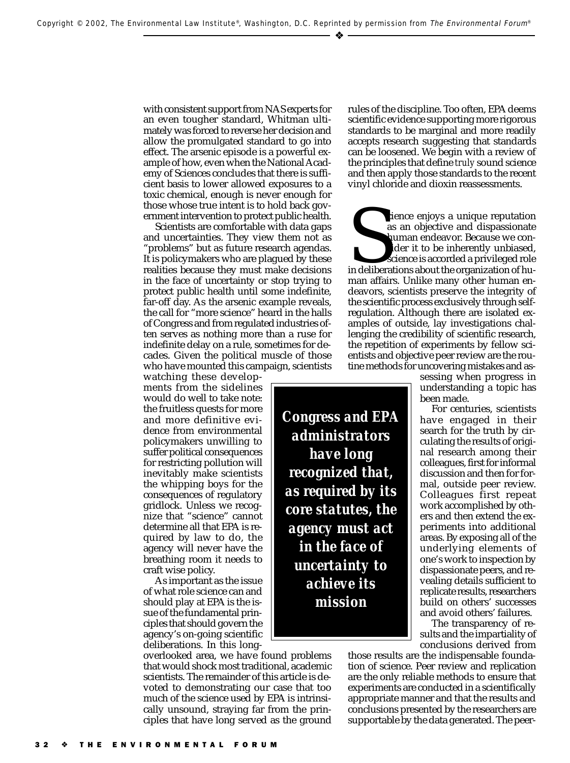with consistent support from NAS experts for an even tougher standard, Whitman ultimately was forced to reverse her decision and allow the promulgated standard to go into effect. The arsenic episode is a powerful example of how, even when the National Academy of Sciences concludes that there is sufficient basis to lower allowed exposures to a toxic chemical, enough is never enough for those whose true intent is to hold back government intervention to protect public health.

Scientists are comfortable with data gaps and uncertainties. They view them not as "problems" but as future research agendas. It is policymakers who are plagued by these realities because they must make decisions in the face of uncertainty or stop trying to protect public health until some indefinite, far-off day. As the arsenic example reveals, the call for "more science" heard in the halls of Congress and from regulated industries often serves as nothing more than a ruse for indefinite delay on a rule, sometimes for decades. Given the political muscle of those who have mounted this campaign, scientists watching these developments from the sidelines would do well to take note: the fruitless quests for more and more definitive evidence from environmental policymakers unwilling to suffer political consequences for restricting pollution will inevitably make scientists the whipping boys for the consequences of regulatory gridlock. Unless we recognize that "science" cannot determine all that EPA is required by law to do, the agency will never have the breathing room it needs to craft wise policy.

As important as the issue of what role science can and should play at EPA is the issue of the fundamental principles that should govern the agency's on-going scientific deliberations. In this long-overlooked area, we have found problems that would shock most traditional, academic scientists. The remainder of this article is devoted to demonstrating our case that too much of the science used by EPA is intrinsically unsound, straying far from the principles that have long served as the ground rules of the discipline. Too often, EPA deems scientific evidence supporting more rigorous standards to be marginal and more readily accepts research suggesting that standards can be loosened. We begin with a review of the principles that define *truly* sound science and then apply those standards to the recent vinyl chloride and dioxin reassessments.

**Congress and EPA administrators have long recognized that, as required by its core statutes, the agency must act in the face of uncertainty to achieve its mission**

Science enjoys a unique reputation as an objective and dispassionate human endeavor. Because we consider it to be inherently unbiased, science is accorded a privileged role in deliberations about the organization of human affairs. Unlike many other human endeavors, scientists preserve the integrity of the scientific process exclusively through self-regulation. Although there are isolated examples of outside, lay investigations challenging the credibility of scientific research, the repetition of experiments by fellow scientists and objective peer review are the routine methods for uncovering mistakes and assessing when progress in understanding a topic has been made.

For centuries, scientists have engaged in their search for the truth by circulating the results of original research among their colleagues, first for informal discussion and then for formal, outside peer review. Colleagues first repeat work accomplished by others and then extend the experiments into additional areas. By exposing all of the underlying elements of one's work to inspection by dispassionate peers, and revealing details sufficient to replicate results, researchers build on others' successes and avoid others' failures.

The transparency of results and the impartiality of conclusions derived from those results are the indispensable foundation of science. Peer review and replication are the only reliable methods to ensure that experiments are conducted in a scientifically appropriate manner and that the results and conclusions presented by the researchers are supportable by the data generated. The peer-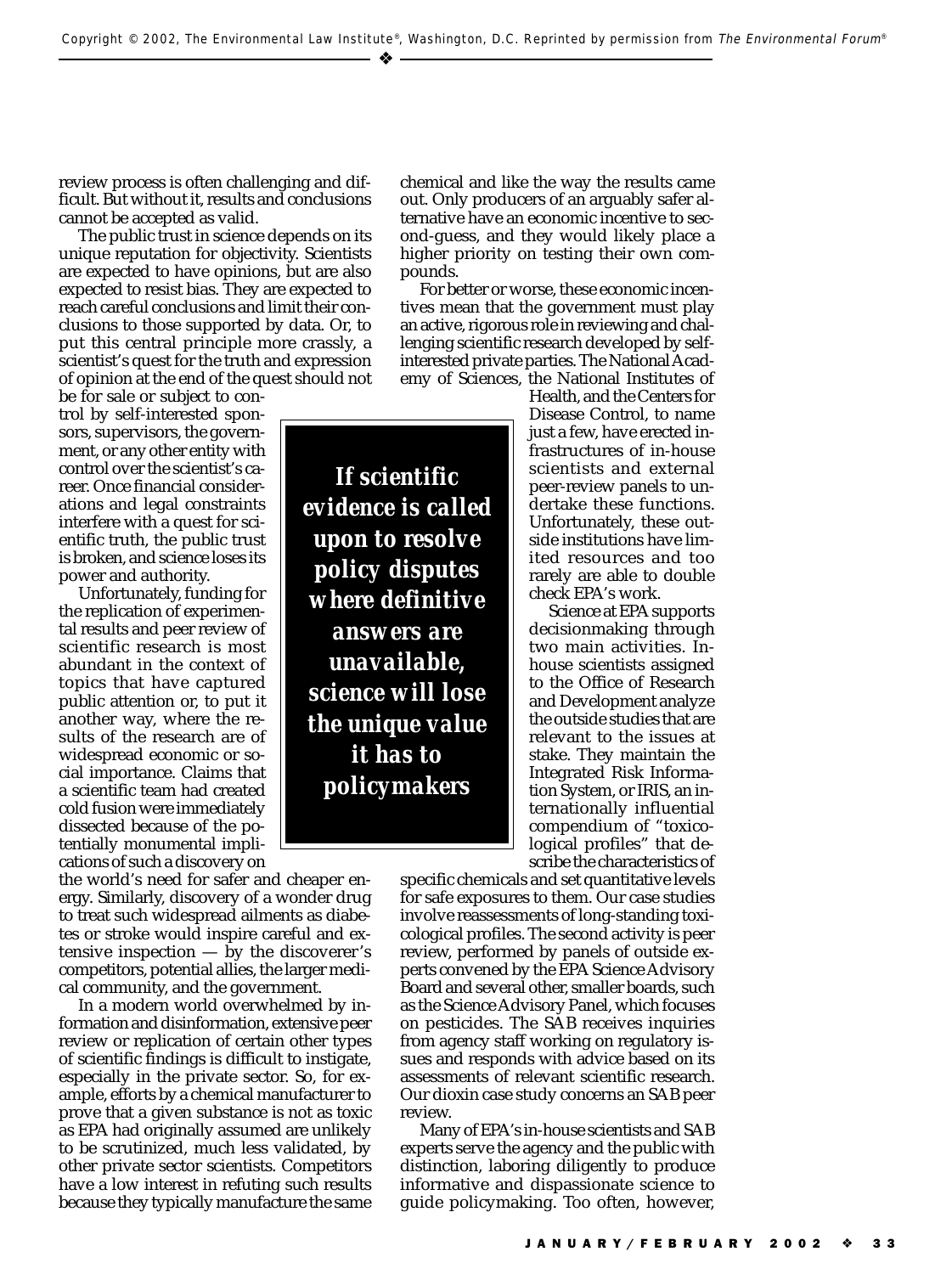review process is often challenging and difficult. But without it, results and conclusions cannot be accepted as valid.

The public trust in science depends on its unique reputation for objectivity. Scientists are expected to have opinions, but are also expected to resist bias. They are expected to reach careful conclusions and limit their conclusions to those supported by data. Or, to put this central principle more crassly, a scientist's quest for the truth and expression of opinion at the end of the quest should not be for sale or subject to control by self-interested sponsors, supervisors, the government, or any other entity with control over the scientist's career. Once financial considerations and legal constraints interfere with a quest for scientific truth, the public trust is broken, and science loses its power and authority.

Unfortunately, funding for the replication of experimental results and peer review of scientific research is most abundant in the context of topics that have captured public attention or, to put it another way, where the results of the research are of widespread economic or social importance. Claims that a scientific team had created cold fusion were immediately dissected because of the potentially monumental implications of such a discovery on the world's need for safer and cheaper energy. Similarly, discovery of a wonder drug to treat such widespread ailments as diabetes or stroke would inspire careful and extensive inspection — by the discoverer's competitors, potential allies, the larger medical community, and the government.

In a modern world overwhelmed by information and disinformation, extensive peer review or replication of certain other types of scientific findings is difficult to instigate, especially in the private sector. So, for example, efforts by a chemical manufacturer to prove that a given substance is not as toxic as EPA had originally assumed are unlikely to be scrutinized, much less validated, by other private sector scientists. Competitors have a low interest in refuting such results because they typically manufacture the same chemical and like the way the results came out. Only producers of an arguably safer alternative have an economic incentive to second-guess, and they would likely place a higher priority on testing their own compounds.

For better or worse, these economic incentives mean that the government must play an active, rigorous role in reviewing and challenging scientific research developed by self-interested private parties. The National Academy of Sciences, the National Institutes of Health, and the Centers for Disease Control, to name just a few, have erected infrastructures of in-house scientists and external peer-review panels to undertake these functions. Unfortunately, these outside institutions have limited resources and too rarely are able to double check EPA's work.

***If scientific evidence is called upon to resolve policy disputes where definitive answers are unavailable, science will lose the unique value it has to policymakers***

Science at EPA supports decisionmaking through two main activities. Inhouse scientists assigned to the Office of Research and Development analyze the outside studies that are relevant to the issues at stake. They maintain the Integrated Risk Information System, or IRIS, an internationally influential compendium of "toxicological profiles" that describe the characteristics of specific chemicals and set quantitative levels for safe exposures to them. Our case studies involve reassessments of long-standing toxicological profiles. The second activity is peer review, performed by panels of outside experts convened by the EPA Science Advisory Board and several other, smaller boards, such as the Science Advisory Panel, which focuses on pesticides. The SAB receives inquiries from agency staff working on regulatory issues and responds with advice based on its assessments of relevant scientific research. Our dioxin case study concerns an SAB peer review.

Many of EPA's in-house scientists and SAB experts serve the agency and the public with distinction, laboring diligently to produce informative and dispassionate science to guide policymaking. Too often, however,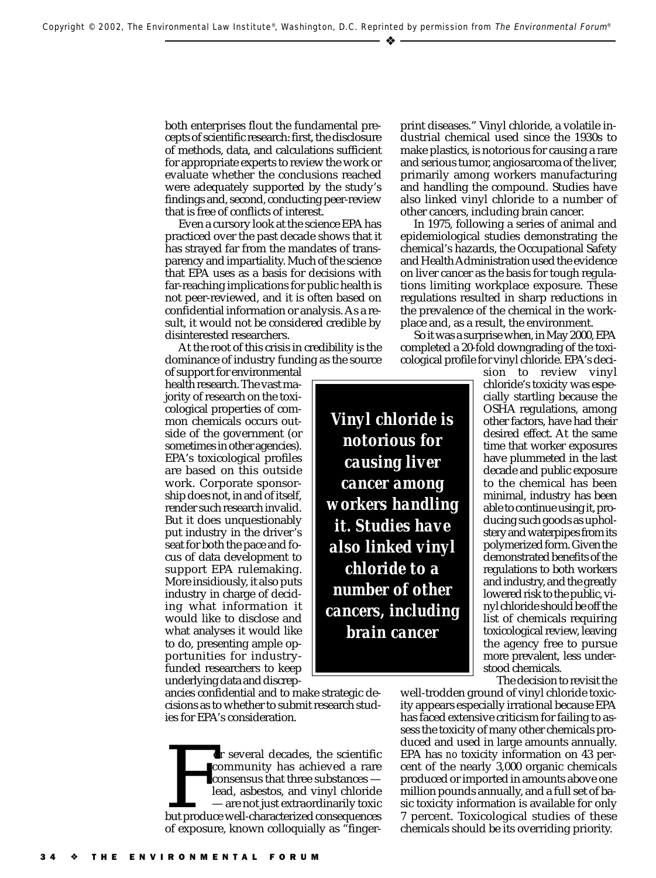both enterprises flout the fundamental precepts of scientific research: first, the disclosure of methods, data, and calculations sufficient for appropriate experts to review the work or evaluate whether the conclusions reached were adequately supported by the study's findings and, second, conducting peer-review that is free of conflicts of interest.

Even a cursory look at the science EPA has practiced over the past decade shows that it has strayed far from the mandates of transparency and impartiality. Much of the science that EPA uses as a basis for decisions with far-reaching implications for public health is not peer-reviewed, and it is often based on confidential information or analysis. As a result, it would not be considered credible by disinterested researchers.

At the root of this crisis in credibility is the dominance of industry funding as the source of support for environmental health research. The vast majority of research on the toxicological properties of common chemicals occurs outside of the government (or sometimes in other agencies). EPA's toxicological profiles are based on this outside work. Corporate sponsorship does not, in and of itself, render such research invalid. But it does unquestionably put industry in the driver's seat for both the pace and focus of data development to support EPA rulemaking. More insidiously, it also puts industry in charge of deciding what information it would like to disclose and what analyses it would like to do, presenting ample opportunities for industry-funded researchers to keep underlying data and discrepancies confidential and to make strategic decisions as to whether to submit research studies for EPA's consideration.

For several decades, the scientific community has achieved a rare consensus that three substances — lead, asbestos, and vinyl chloride — are not just extraordinarily toxic but produce well-characterized consequences of exposure, known colloquially as "fingerprint diseases." Vinyl chloride, a volatile industrial chemical used since the 1930s to make plastics, is notorious for causing a rare and serious tumor, angiosarcoma of the liver, primarily among workers manufacturing and handling the compound. Studies have also linked vinyl chloride to a number of other cancers, including brain cancer.

In 1975, following a series of animal and epidemiological studies demonstrating the chemical's hazards, the Occupational Safety and Health Administration used the evidence on liver cancer as the basis for tough regulations limiting workplace exposure. These regulations resulted in sharp reductions in the prevalence of the chemical in the workplace and, as a result, the environment.

So it was a surprise when, in May 2000, EPA completed a 20-fold downgrading of the toxicological profile for vinyl chloride. EPA's decision to review vinyl chloride's toxicity was especially startling because the OSHA regulations, among other factors, have had their desired effect. At the same time that worker exposures have plummeted in the last decade and public exposure to the chemical has been minimal, industry has been able to continue using it, producing such goods as upholstery and waterpipes from its polymerized form. Given the demonstrated benefits of the regulations to both workers and industry, and the greatly lowered risk to the public, vinyl chloride should be off the list of chemicals requiring toxicological review, leaving the agency free to pursue more prevalent, less understood chemicals.

> ***Vinyl chloride is notorious for causing liver cancer among workers handling it. Studies have also linked vinyl chloride to a number of other cancers, including brain cancer***

The decision to revisit the well-trodden ground of vinyl chloride toxicity appears especially irrational because EPA has faced extensive criticism for failing to assess the toxicity of many other chemicals produced and used in large amounts annually. EPA has *no* toxicity information on 43 percent of the nearly 3,000 organic chemicals produced or imported in amounts above one million pounds annually, and a full set of basic toxicity information is available for only 7 percent. Toxicological studies of these chemicals should be its overriding priority.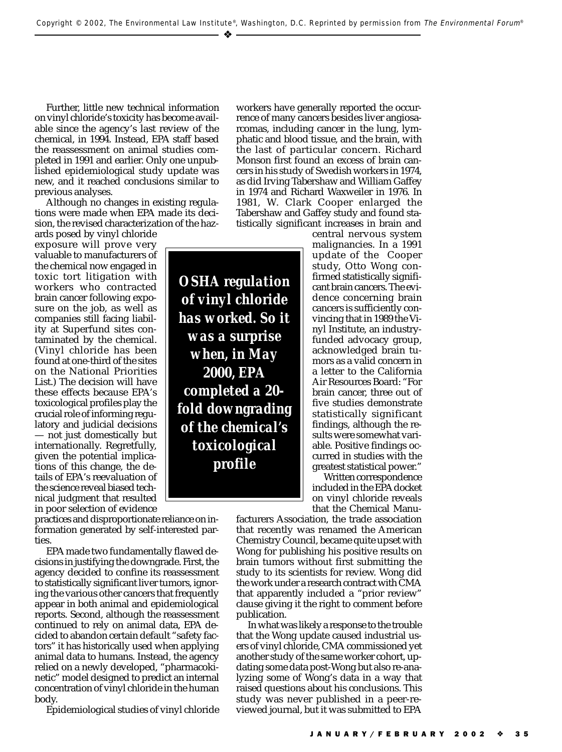Further, little new technical information on vinyl chloride's toxicity has become available since the agency's last review of the chemical, in 1994. Instead, EPA staff based the reassessment on animal studies completed in 1991 and earlier. Only one unpublished epidemiological study update was new, and it reached conclusions similar to previous analyses.

Although no changes in existing regulations were made when EPA made its decision, the revised characterization of the hazards posed by vinyl chloride exposure will prove very valuable to manufacturers of the chemical now engaged in toxic tort litigation with workers who contracted brain cancer following exposure on the job, as well as companies still facing liability at Superfund sites contaminated by the chemical. (Vinyl chloride has been found at one-third of the sites on the National Priorities List.) The decision will have these effects because EPA's toxicological profiles play the crucial role of informing regulatory and judicial decisions — not just domestically but internationally. Regretfully, given the potential implications of this change, the details of EPA's reevaluation of the science reveal biased technical judgment that resulted in poor selection of evidence practices and disproportionate reliance on information generated by self-interested parties.

EPA made two fundamentally flawed decisions in justifying the downgrade. First, the agency decided to confine its reassessment to statistically significant liver tumors, ignoring the various other cancers that frequently appear in both animal and epidemiological reports. Second, although the reassessment continued to rely on animal data, EPA decided to abandon certain default "safety factors" it has historically used when applying animal data to humans. Instead, the agency relied on a newly developed, "pharmacokinetic" model designed to predict an internal concentration of vinyl chloride in the human body.

Epidemiological studies of vinyl chloride workers have generally reported the occurrence of many cancers besides liver angiosarcomas, including cancer in the lung, lymphatic and blood tissue, and the brain, with the last of particular concern. Richard Monson first found an excess of brain cancers in his study of Swedish workers in 1974, as did Irving Tabershaw and William Gaffey in 1974 and Richard Waxweiler in 1976. In 1981, W. Clark Cooper enlarged the Tabershaw and Gaffey study and found statistically significant increases in brain and central nervous system malignancies. In a 1991 update of the Cooper study, Otto Wong confirmed statistically significant brain cancers. The evidence concerning brain cancers is sufficiently convincing that in 1989 the Vinyl Institute, an industry-funded advocacy group, acknowledged brain tumors as a valid concern in a letter to the California Air Resources Board: "For brain cancer, three out of five studies demonstrate statistically significant findings, although the results were somewhat variable. Positive findings occurred in studies with the greatest statistical power."

***OSHA regulation of vinyl chloride has worked. So it was a surprise when, in May 2000, EPA completed a 20-fold downgrading of the chemical's toxicological profile***

Written correspondence included in the EPA docket on vinyl chloride reveals that the Chemical Manufacturers Association, the trade association that recently was renamed the American Chemistry Council, became quite upset with Wong for publishing his positive results on brain tumors without first submitting the study to its scientists for review. Wong did the work under a research contract with CMA that apparently included a "prior review" clause giving it the right to comment before publication.

In what was likely a response to the trouble that the Wong update caused industrial users of vinyl chloride, CMA commissioned yet another study of the same worker cohort, updating some data post-Wong but also re-analyzing some of Wong's data in a way that raised questions about his conclusions. This study was never published in a peer-reviewed journal, but it was submitted to EPA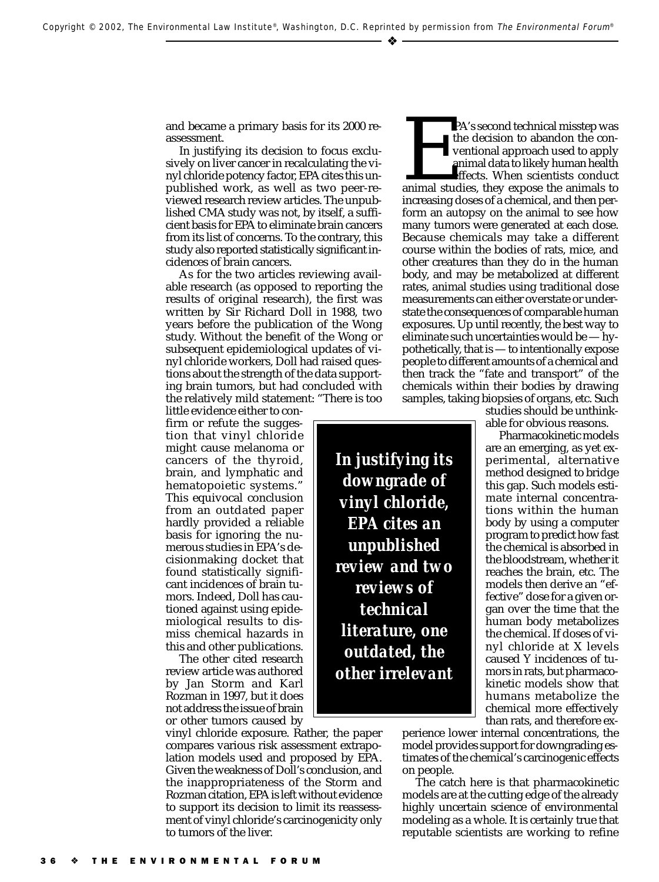and became a primary basis for its 2000 reassessment.

In justifying its decision to focus exclusively on liver cancer in recalculating the vinyl chloride potency factor, EPA cites this unpublished work, as well as two peer-reviewed research review articles. The unpublished CMA study was not, by itself, a sufficient basis for EPA to eliminate brain cancers from its list of concerns. To the contrary, this study also reported statistically significant incidences of brain cancers.

As for the two articles reviewing available research (as opposed to reporting the results of original research), the first was written by Sir Richard Doll in 1988, two years before the publication of the Wong study. Without the benefit of the Wong or subsequent epidemiological updates of vinyl chloride workers, Doll had raised questions about the strength of the data supporting brain tumors, but had concluded with the relatively mild statement: "There is too little evidence either to confirm or refute the suggestion that vinyl chloride might cause melanoma or cancers of the thyroid, brain, and lymphatic and hematopoietic systems." This equivocal conclusion from an outdated paper hardly provided a reliable basis for ignoring the numerous studies in EPA's decisionmaking docket that found statistically significant incidences of brain tumors. Indeed, Doll has cautioned against using epidemiological results to dismiss chemical hazards in this and other publications.

The other cited research review article was authored by Jan Storm and Karl Rozman in 1997, but it does not address the issue of brain or other tumors caused by vinyl chloride exposure. Rather, the paper compares various risk assessment extrapolation models used and proposed by EPA. Given the weakness of Doll's conclusion, and the inappropriateness of the Storm and Rozman citation, EPA is left without evidence to support its decision to limit its reassessment of vinyl chloride's carcinogenicity only to tumors of the liver.

> ***In justifying its downgrade of vinyl chloride, EPA cites an unpublished review and two reviews of technical literature, one outdated, the other irrelevant***

EPA's second technical misstep was the decision to abandon the conventional approach used to apply animal data to likely human health effects. When scientists conduct animal studies, they expose the animals to increasing doses of a chemical, and then perform an autopsy on the animal to see how many tumors were generated at each dose. Because chemicals may take a different course within the bodies of rats, mice, and other creatures than they do in the human body, and may be metabolized at different rates, animal studies using traditional dose measurements can either overstate or understate the consequences of comparable human exposures. Up until recently, the best way to eliminate such uncertainties would be — hypothetically, that is — to intentionally expose people to different amounts of a chemical and then track the "fate and transport" of the chemicals within their bodies by drawing samples, taking biopsies of organs, etc. Such studies should be unthinkable for obvious reasons.

Pharmacokinetic models are an emerging, as yet experimental, alternative method designed to bridge this gap. Such models estimate internal concentrations within the human body by using a computer program to predict how fast the chemical is absorbed in the bloodstream, whether it reaches the brain, etc. The models then derive an "effective" dose for a given organ over the time that the human body metabolizes the chemical. If doses of vinyl chloride at X levels caused Y incidences of tumors in rats, but pharmacokinetic models show that humans metabolize the chemical more effectively than rats, and therefore experience lower internal concentrations, the model provides support for downgrading estimates of the chemical's carcinogenic effects on people.

The catch here is that pharmacokinetic models are at the cutting edge of the already highly uncertain science of environmental modeling as a whole. It is certainly true that reputable scientists are working to refine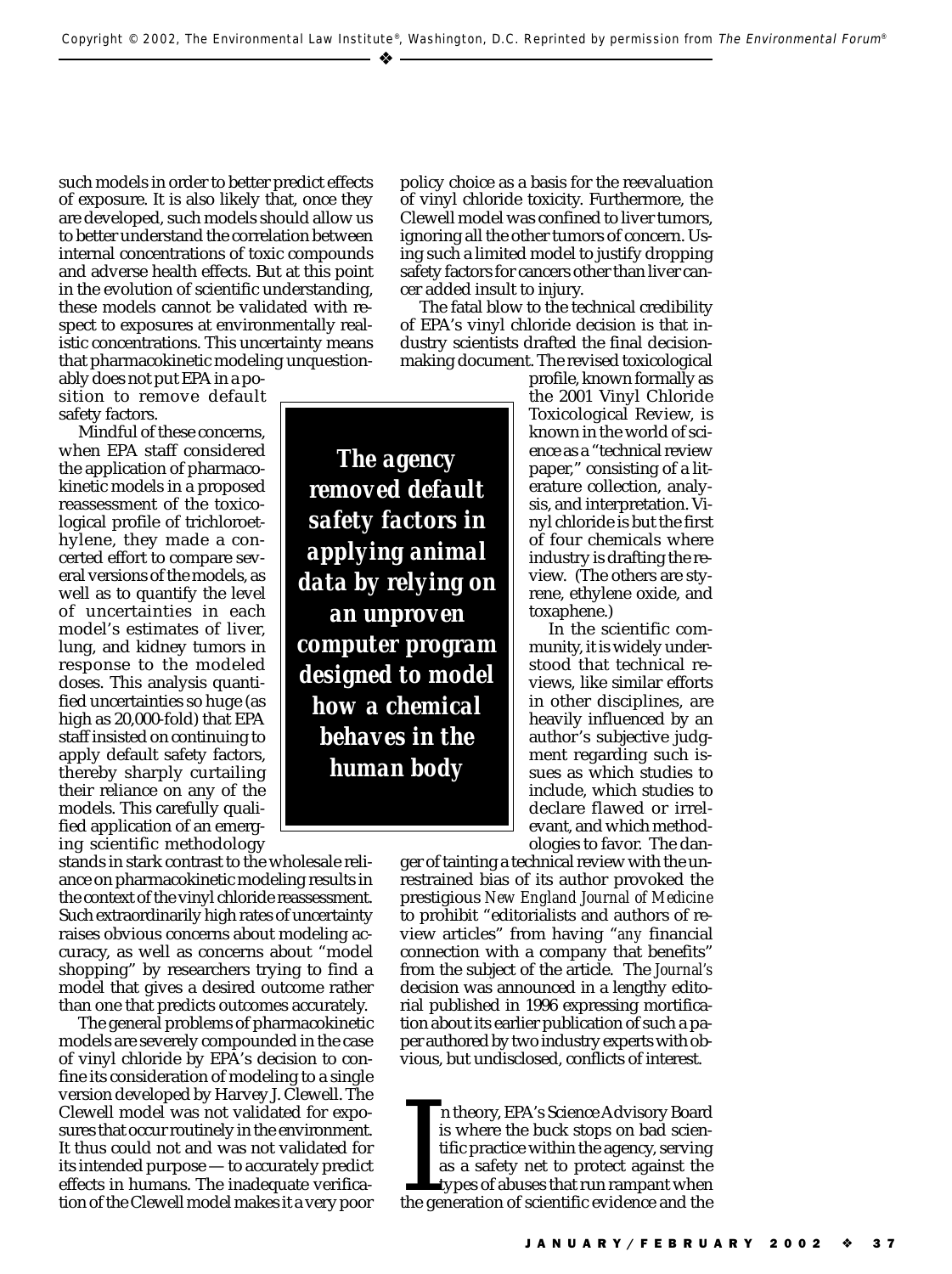such models in order to better predict effects of exposure. It is also likely that, once they are developed, such models should allow us to better understand the correlation between internal concentrations of toxic compounds and adverse health effects. But at this point in the evolution of scientific understanding, these models cannot be validated with respect to exposures at environmentally realistic concentrations. This uncertainty means that pharmacokinetic modeling unquestionably does not put EPA in a position to remove default safety factors.

Mindful of these concerns, when EPA staff considered the application of pharmacokinetic models in a proposed reassessment of the toxicological profile of trichloroethylene, they made a concerted effort to compare several versions of the models, as well as to quantify the level of uncertainties in each model's estimates of liver, lung, and kidney tumors in response to the modeled doses. This analysis quantified uncertainties so huge (as high as 20,000-fold) that EPA staff insisted on continuing to apply default safety factors, thereby sharply curtailing their reliance on any of the models. This carefully qualified application of an emerging scientific methodology stands in stark contrast to the wholesale reliance on pharmacokinetic modeling results in the context of the vinyl chloride reassessment. Such extraordinarily high rates of uncertainty raises obvious concerns about modeling accuracy, as well as concerns about "model shopping" by researchers trying to find a model that gives a desired outcome rather than one that predicts outcomes accurately.

The general problems of pharmacokinetic models are severely compounded in the case of vinyl chloride by EPA's decision to confine its consideration of modeling to a single version developed by Harvey J. Clewell. The Clewell model was not validated for exposures that occur routinely in the environment. It thus could not and was not validated for its intended purpose — to accurately predict effects in humans. The inadequate verification of the Clewell model makes it a very poor policy choice as a basis for the reevaluation of vinyl chloride toxicity. Furthermore, the Clewell model was confined to liver tumors, ignoring all the other tumors of concern. Using such a limited model to justify dropping safety factors for cancers other than liver cancer added insult to injury.

> ***The agency removed default safety factors in applying animal data by relying on an unproven computer program designed to model how a chemical behaves in the human body***

The fatal blow to the technical credibility of EPA's vinyl chloride decision is that industry scientists drafted the final decision-making document. The revised toxicological profile, known formally as the 2001 Vinyl Chloride Toxicological Review, is known in the world of science as a "technical review paper," consisting of a literature collection, analysis, and interpretation. Vinyl chloride is but the first of four chemicals where industry is drafting the review. (The others are styrene, ethylene oxide, and toxaphene.)

In the scientific community, it is widely understood that technical reviews, like similar efforts in other disciplines, are heavily influenced by an author's subjective judgment regarding such issues as which studies to include, which studies to declare flawed or irrelevant, and which methodologies to favor. The danger of tainting a technical review with the unrestrained bias of its author provoked the prestigious *New England Journal of Medicine* to prohibit "editorialists and authors of review articles" from having "*any* financial connection with a company that benefits" from the subject of the article. The *Journal's* decision was announced in a lengthy editorial published in 1996 expressing mortification about its earlier publication of such a paper authored by two industry experts with obvious, but undisclosed, conflicts of interest.

In theory, EPA's Science Advisory Board is where the buck stops on bad scientific practice within the agency, serving as a safety net to protect against the types of abuses that run rampant when the generation of scientific evidence and the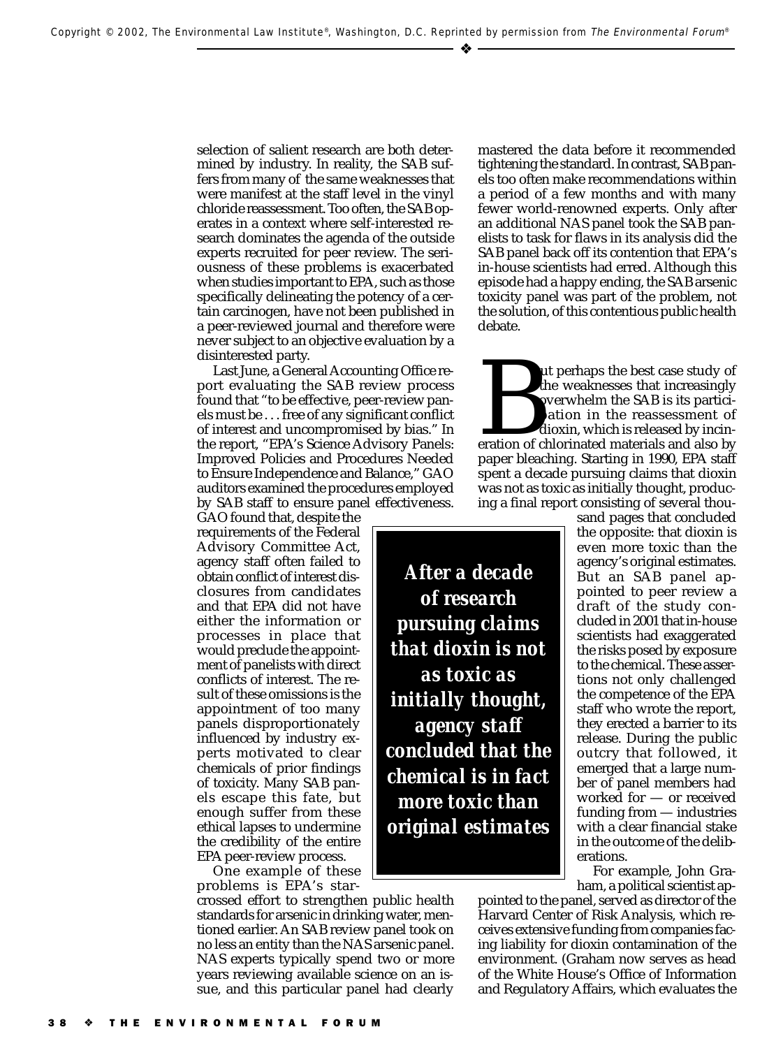selection of salient research are both determined by industry. In reality, the SAB suffers from many of the same weaknesses that were manifest at the staff level in the vinyl chloride reassessment. Too often, the SAB operates in a context where self-interested research dominates the agenda of the outside experts recruited for peer review. The seriousness of these problems is exacerbated when studies important to EPA, such as those specifically delineating the potency of a certain carcinogen, have not been published in a peer-reviewed journal and therefore were never subject to an objective evaluation by a disinterested party.

Last June, a General Accounting Office report evaluating the SAB review process found that "to be effective, peer-review panels must be . . . free of any significant conflict of interest and uncompromised by bias." In the report, "EPA's Science Advisory Panels: Improved Policies and Procedures Needed to Ensure Independence and Balance," GAO auditors examined the procedures employed by SAB staff to ensure panel effectiveness. GAO found that, despite the requirements of the Federal Advisory Committee Act, agency staff often failed to obtain conflict of interest disclosures from candidates and that EPA did not have either the information or processes in place that would preclude the appointment of panelists with direct conflicts of interest. The result of these omissions is the appointment of too many panels disproportionately influenced by industry experts motivated to clear chemicals of prior findings of toxicity. Many SAB panels escape this fate, but enough suffer from these ethical lapses to undermine the credibility of the entire EPA peer-review process.

One example of these problems is EPA's star-crossed effort to strengthen public health standards for arsenic in drinking water, mentioned earlier. An SAB review panel took on no less an entity than the NAS arsenic panel. NAS experts typically spend two or more years reviewing available science on an issue, and this particular panel had clearly mastered the data before it recommended tightening the standard. In contrast, SAB panels too often make recommendations within a period of a few months and with many fewer world-renowned experts. Only after an additional NAS panel took the SAB panelists to task for flaws in its analysis did the SAB panel back off its contention that EPA's in-house scientists had erred. Although this episode had a happy ending, the SAB arsenic toxicity panel was part of the problem, not the solution, of this contentious public health debate.

But perhaps the best case study of the weaknesses that increasingly overwhelm the SAB is its participation in the reassessment of dioxin, which is released by incineration of chlorinated materials and also by paper bleaching. Starting in 1990, EPA staff spent a decade pursuing claims that dioxin was not as toxic as initially thought, producing a final report consisting of several thousand pages that concluded the opposite: that dioxin is even more toxic than the agency's original estimates. But an SAB panel appointed to peer review a draft of the study concluded in 2001 that in-house scientists had exaggerated the risks posed by exposure to the chemical. These assertions not only challenged the competence of the EPA staff who wrote the report, they erected a barrier to its release. During the public outcry that followed, it emerged that a large number of panel members had worked for — or received funding from — industries with a clear financial stake in the outcome of the deliberations.

***After a decade of research pursuing claims that dioxin is not as toxic as initially thought, agency staff concluded that the chemical is in fact more toxic than original estimates***

For example, John Graham, a political scientist appointed to the panel, served as director of the Harvard Center of Risk Analysis, which receives extensive funding from companies facing liability for dioxin contamination of the environment. (Graham now serves as head of the White House's Office of Information and Regulatory Affairs, which evaluates the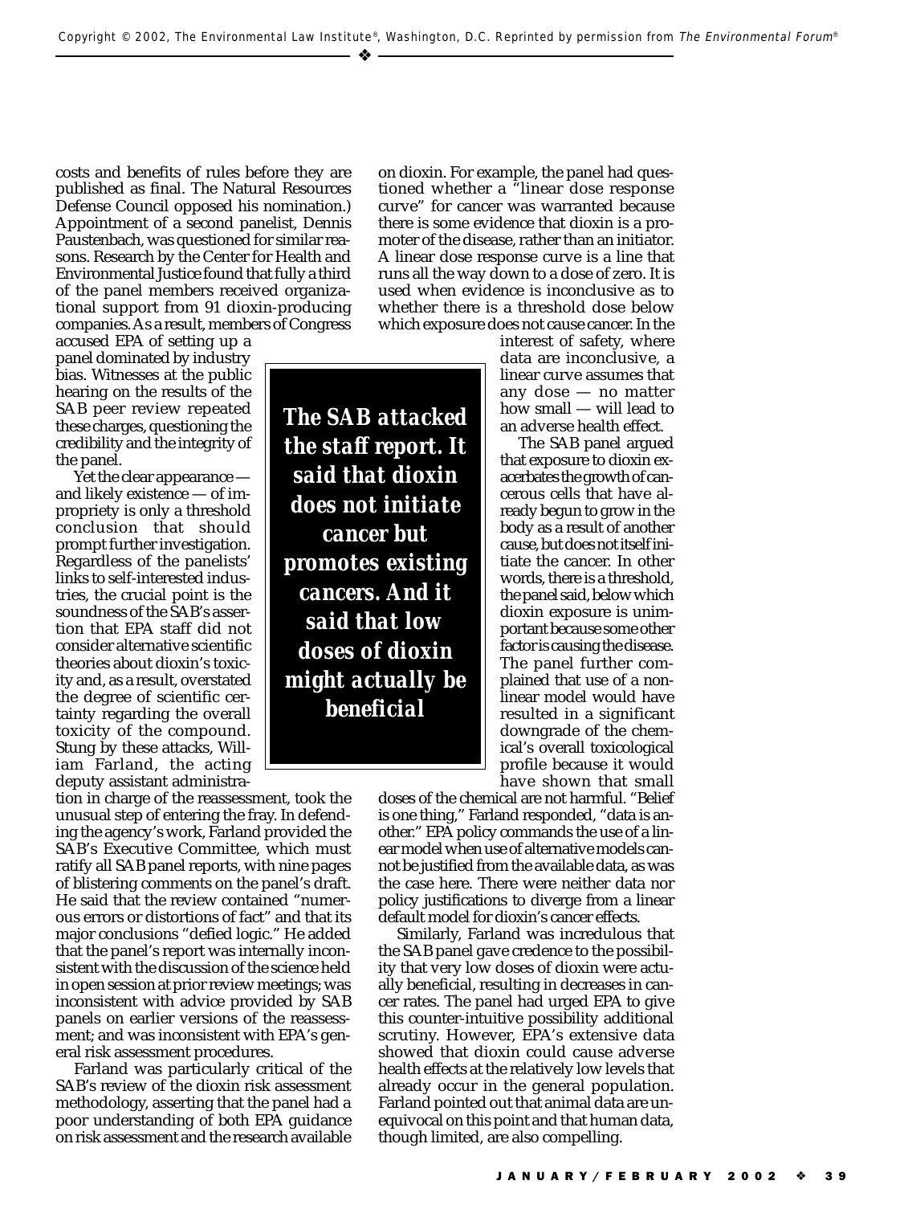costs and benefits of rules before they are published as final. The Natural Resources Defense Council opposed his nomination.) Appointment of a second panelist, Dennis Paustenbach, was questioned for similar reasons. Research by the Center for Health and Environmental Justice found that fully a third of the panel members received organizational support from 91 dioxin-producing companies. As a result, members of Congress accused EPA of setting up a panel dominated by industry bias. Witnesses at the public hearing on the results of the SAB peer review repeated these charges, questioning the credibility and the integrity of the panel.

Yet the clear appearance — and likely existence — of impropriety is only a threshold conclusion that should prompt further investigation. Regardless of the panelists' links to self-interested industries, the crucial point is the soundness of the SAB's assertion that EPA staff did not consider alternative scientific theories about dioxin's toxicity and, as a result, overstated the degree of scientific certainty regarding the overall toxicity of the compound. Stung by these attacks, William Farland, the acting deputy assistant administration in charge of the reassessment, took the unusual step of entering the fray. In defending the agency's work, Farland provided the SAB's Executive Committee, which must ratify all SAB panel reports, with nine pages of blistering comments on the panel's draft. He said that the review contained "numerous errors or distortions of fact" and that its major conclusions "defied logic." He added that the panel's report was internally inconsistent with the discussion of the science held in open session at prior review meetings; was inconsistent with advice provided by SAB panels on earlier versions of the reassessment; and was inconsistent with EPA's general risk assessment procedures.

Farland was particularly critical of the SAB's review of the dioxin risk assessment methodology, asserting that the panel had a poor understanding of both EPA guidance on risk assessment and the research available on dioxin. For example, the panel had questioned whether a "linear dose response curve" for cancer was warranted because there is some evidence that dioxin is a promoter of the disease, rather than an initiator. A linear dose response curve is a line that runs all the way down to a dose of zero. It is used when evidence is inconclusive as to whether there is a threshold dose below which exposure does not cause cancer. In the interest of safety, where data are inconclusive, a linear curve assumes that any dose — no matter how small — will lead to an adverse health effect.

> ***The SAB attacked the staff report. It said that dioxin does not initiate cancer but promotes existing cancers. And it said that low doses of dioxin might actually be beneficial***

The SAB panel argued that exposure to dioxin exacerbates the growth of cancerous cells that have already begun to grow in the body as a result of another cause, but does not itself initiate the cancer. In other words, there is a threshold, the panel said, below which dioxin exposure is unimportant because some other factor is causing the disease. The panel further complained that use of a nonlinear model would have resulted in a significant downgrade of the chemical's overall toxicological profile because it would have shown that small doses of the chemical are not harmful. "Belief is one thing," Farland responded, "data is another." EPA policy commands the use of a linear model when use of alternative models cannot be justified from the available data, as was the case here. There were neither data nor policy justifications to diverge from a linear default model for dioxin's cancer effects.

Similarly, Farland was incredulous that the SAB panel gave credence to the possibility that very low doses of dioxin were actually beneficial, resulting in decreases in cancer rates. The panel had urged EPA to give this counter-intuitive possibility additional scrutiny. However, EPA's extensive data showed that dioxin could cause adverse health effects at the relatively low levels that already occur in the general population. Farland pointed out that animal data are unequivocal on this point and that human data, though limited, are also compelling.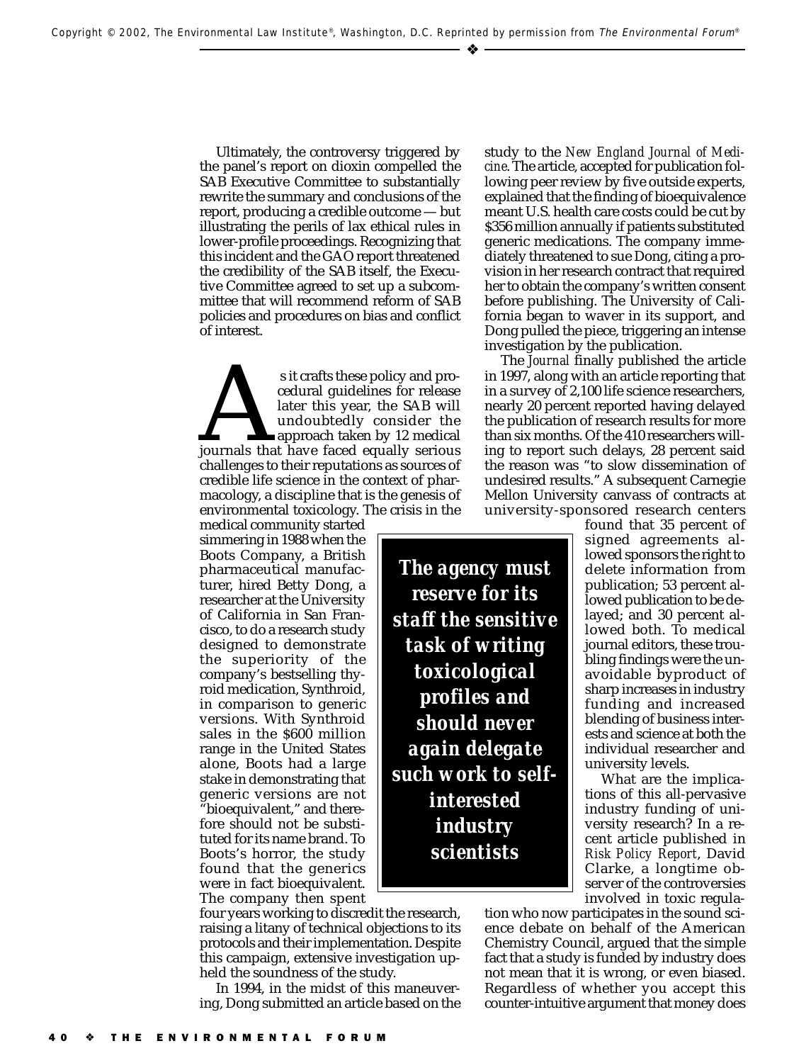Ultimately, the controversy triggered by the panel's report on dioxin compelled the SAB Executive Committee to substantially rewrite the summary and conclusions of the report, producing a credible outcome — but illustrating the perils of lax ethical rules in lower-profile proceedings. Recognizing that this incident and the GAO report threatened the credibility of the SAB itself, the Executive Committee agreed to set up a subcommittee that will recommend reform of SAB policies and procedures on bias and conflict of interest.

As it crafts these policy and procedural guidelines for release later this year, the SAB will undoubtedly consider the approach taken by 12 medical journals that have faced equally serious challenges to their reputations as sources of credible life science in the context of pharmacology, a discipline that is the genesis of environmental toxicology. The crisis in the medical community started simmering in 1988 when the Boots Company, a British pharmaceutical manufacturer, hired Betty Dong, a researcher at the University of California in San Francisco, to do a research study designed to demonstrate the superiority of the company's bestselling thyroid medication, Synthroid, in comparison to generic versions. With Synthroid sales in the \$600 million range in the United States alone, Boots had a large stake in demonstrating that generic versions are not "bioequivalent," and therefore should not be substituted for its name brand. To Boots's horror, the study found that the generics were in fact bioequivalent. The company then spent four years working to discredit the research, raising a litany of technical objections to its protocols and their implementation. Despite this campaign, extensive investigation upheld the soundness of the study.

In 1994, in the midst of this maneuvering, Dong submitted an article based on the study to the *New England Journal of Medicine*. The article, accepted for publication following peer review by five outside experts, explained that the finding of bioequivalence meant U.S. health care costs could be cut by \$356 million annually if patients substituted generic medications. The company immediately threatened to sue Dong, citing a provision in her research contract that required her to obtain the company's written consent before publishing. The University of California began to waver in its support, and Dong pulled the piece, triggering an intense investigation by the publication.

The *Journal* finally published the article in 1997, along with an article reporting that in a survey of 2,100 life science researchers, nearly 20 percent reported having delayed the publication of research results for more than six months. Of the 410 researchers willing to report such delays, 28 percent said the reason was "to slow dissemination of undesired results." A subsequent Carnegie Mellon University canvass of contracts at university-sponsored research centers found that 35 percent of signed agreements allowed sponsors the right to delete information from publication; 53 percent allowed publication to be delayed; and 30 percent allowed both. To medical journal editors, these troubling findings were the unavoidable byproduct of sharp increases in industry funding and increased blending of business interests and science at both the individual researcher and university levels.

> ***The agency must reserve for its staff the sensitive task of writing toxicological profiles and should never again delegate such work to self-interested industry scientists***

What are the implications of this all-pervasive industry funding of university research? In a recent article published in *Risk Policy Report*, David Clarke, a longtime observer of the controversies involved in toxic regulation who now participates in the sound science debate on behalf of the American Chemistry Council, argued that the simple fact that a study is funded by industry does not mean that it is wrong, or even biased. Regardless of whether you accept this counter-intuitive argument that money does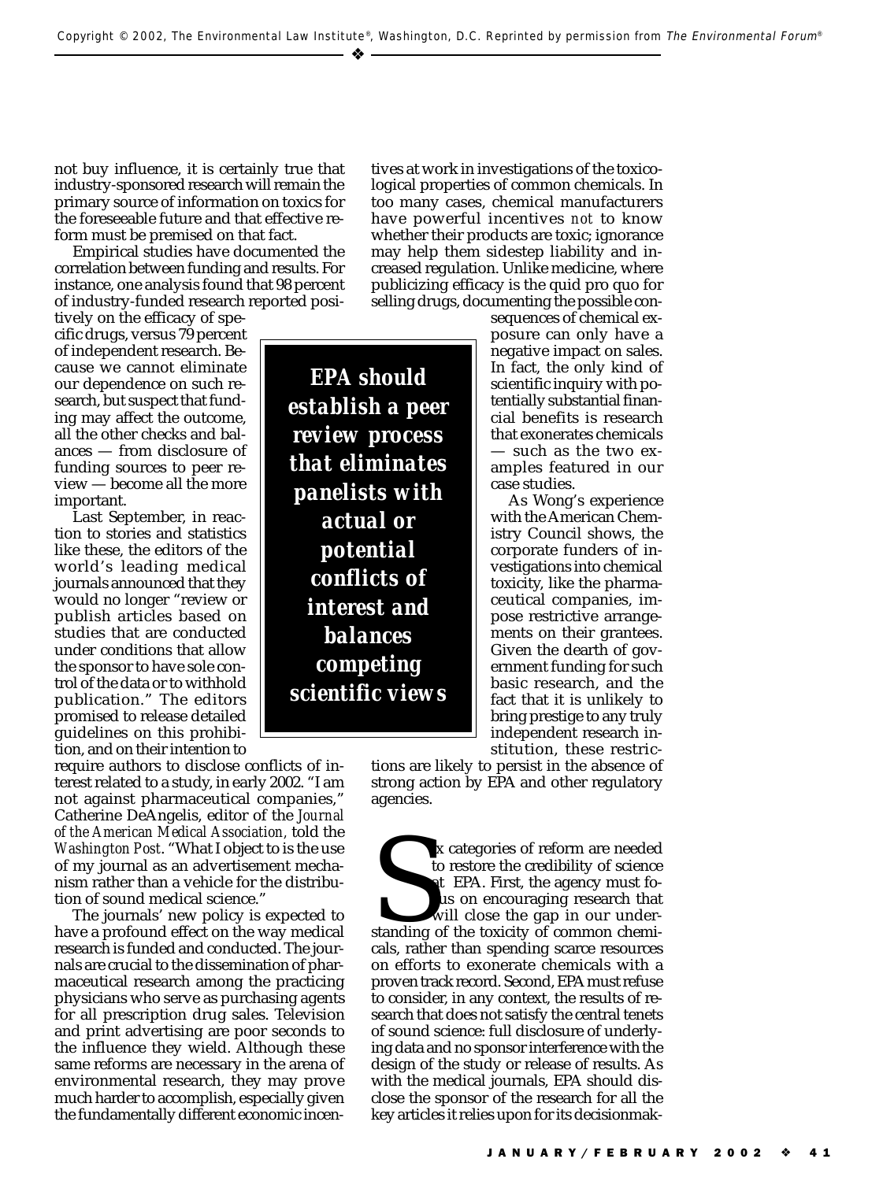not buy influence, it is certainly true that industry-sponsored research will remain the primary source of information on toxics for the foreseeable future and that effective reform must be premised on that fact.

Empirical studies have documented the correlation between funding and results. For instance, one analysis found that 98 percent of industry-funded research reported positively on the efficacy of specific drugs, versus 79 percent of independent research. Because we cannot eliminate our dependence on such research, but suspect that funding may affect the outcome, all the other checks and balances — from disclosure of funding sources to peer review — become all the more important.

Last September, in reaction to stories and statistics like these, the editors of the world's leading medical journals announced that they would no longer "review or publish articles based on studies that are conducted under conditions that allow the sponsor to have sole control of the data or to withhold publication." The editors promised to release detailed guidelines on this prohibition, and on their intention to require authors to disclose conflicts of interest related to a study, in early 2002. "I am not against pharmaceutical companies," Catherine DeAngelis, editor of the *Journal of the American Medical Association*, told the *Washington Post*. "What I object to is the use of my journal as an advertisement mechanism rather than a vehicle for the distribution of sound medical science."

The journals' new policy is expected to have a profound effect on the way medical research is funded and conducted. The journals are crucial to the dissemination of pharmaceutical research among the practicing physicians who serve as purchasing agents for all prescription drug sales. Television and print advertising are poor seconds to the influence they wield. Although these same reforms are necessary in the arena of environmental research, they may prove much harder to accomplish, especially given the fundamentally different economic incentives at work in investigations of the toxicological properties of common chemicals. In too many cases, chemical manufacturers have powerful incentives *not* to know whether their products are toxic; ignorance may help them sidestep liability and increased regulation. Unlike medicine, where publicizing efficacy is the quid pro quo for selling drugs, documenting the possible consequences of chemical exposure can only have a negative impact on sales. In fact, the only kind of scientific inquiry with potentially substantial financial benefits is research that exonerates chemicals — such as the two examples featured in our case studies.

**_EPA should establish a peer review process that eliminates panelists with actual or potential conflicts of interest and balances competing scientific views_**

As Wong's experience with the American Chemistry Council shows, the corporate funders of investigations into chemical toxicity, like the pharmaceutical companies, impose restrictive arrangements on their grantees. Given the dearth of government funding for such basic research, and the fact that it is unlikely to bring prestige to any truly independent research institution, these restrictions are likely to persist in the absence of strong action by EPA and other regulatory agencies.

Six categories of reform are needed to restore the credibility of science at EPA. First, the agency must focus on encouraging research that will close the gap in our understanding of the toxicity of common chemicals, rather than spending scarce resources on efforts to exonerate chemicals with a proven track record. Second, EPA must refuse to consider, in any context, the results of research that does not satisfy the central tenets of sound science: full disclosure of underlying data and no sponsor interference with the design of the study or release of results. As with the medical journals, EPA should disclose the sponsor of the research for all the key articles it relies upon for its decisionmak-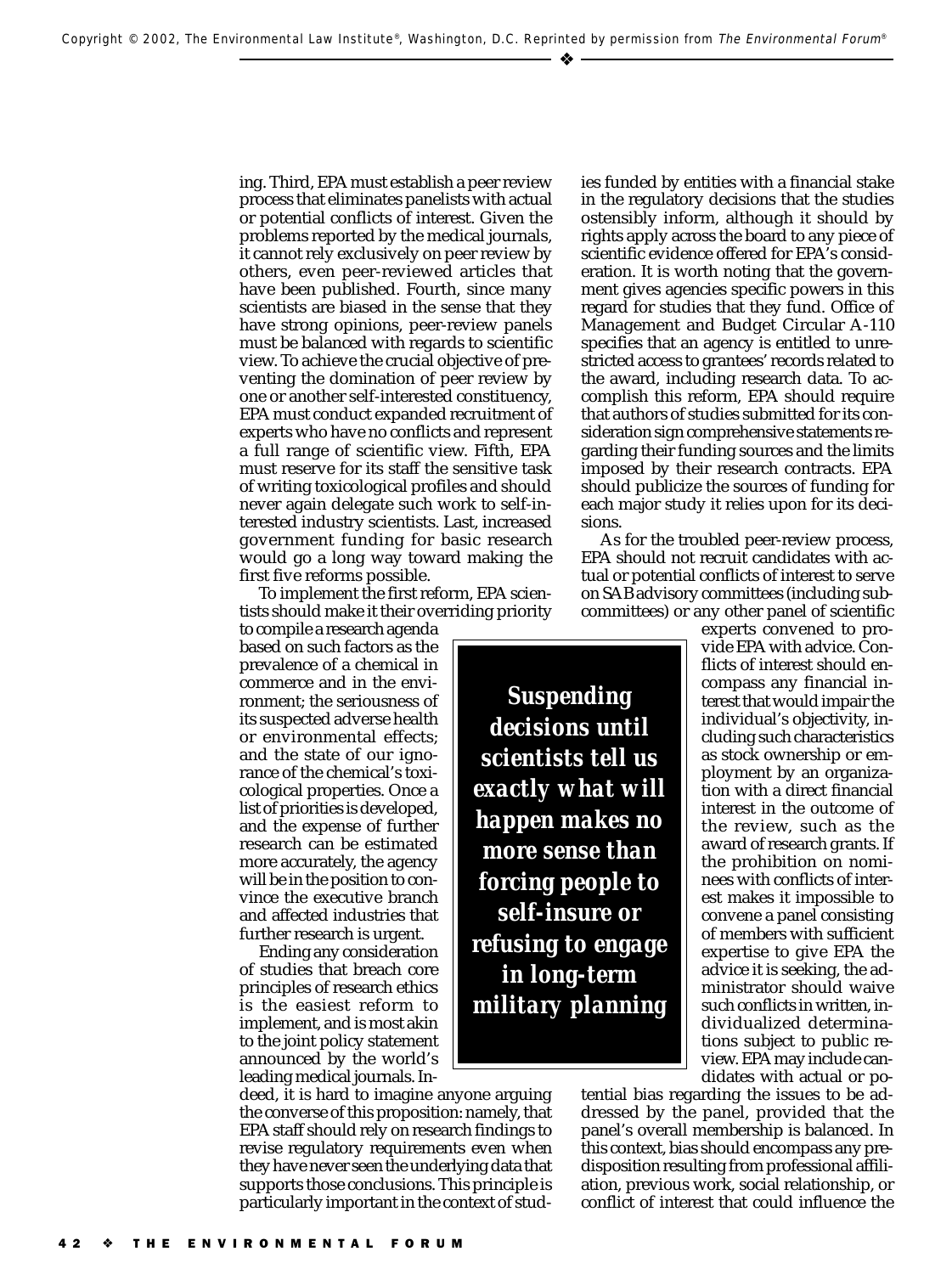ing. Third, EPA must establish a peer review process that eliminates panelists with actual or potential conflicts of interest. Given the problems reported by the medical journals, it cannot rely exclusively on peer review by others, even peer-reviewed articles that have been published. Fourth, since many scientists are biased in the sense that they have strong opinions, peer-review panels must be balanced with regards to scientific view. To achieve the crucial objective of preventing the domination of peer review by one or another self-interested constituency, EPA must conduct expanded recruitment of experts who have no conflicts and represent a full range of scientific view. Fifth, EPA must reserve for its staff the sensitive task of writing toxicological profiles and should never again delegate such work to self-interested industry scientists. Last, increased government funding for basic research would go a long way toward making the first five reforms possible.

To implement the first reform, EPA scientists should make it their overriding priority to compile a research agenda based on such factors as the prevalence of a chemical in commerce and in the environment; the seriousness of its suspected adverse health or environmental effects; and the state of our ignorance of the chemical's toxicological properties. Once a list of priorities is developed, and the expense of further research can be estimated more accurately, the agency will be in the position to convince the executive branch and affected industries that further research is urgent.

Ending any consideration of studies that breach core principles of research ethics is the easiest reform to implement, and is most akin to the joint policy statement announced by the world's leading medical journals. Indeed, it is hard to imagine anyone arguing the converse of this proposition: namely, that EPA staff should rely on research findings to revise regulatory requirements even when they have never seen the underlying data that supports those conclusions. This principle is particularly important in the context of studies funded by entities with a financial stake in the regulatory decisions that the studies ostensibly inform, although it should by rights apply across the board to any piece of scientific evidence offered for EPA's consideration. It is worth noting that the government gives agencies specific powers in this regard for studies that they fund. Office of Management and Budget Circular A-110 specifies that an agency is entitled to unrestricted access to grantees' records related to the award, including research data. To accomplish this reform, EPA should require that authors of studies submitted for its consideration sign comprehensive statements regarding their funding sources and the limits imposed by their research contracts. EPA should publicize the sources of funding for each major study it relies upon for its decisions.

> ***Suspending decisions until scientists tell us exactly what will happen makes no more sense than forcing people to self-insure or refusing to engage in long-term military planning***

As for the troubled peer-review process, EPA should not recruit candidates with actual or potential conflicts of interest to serve on SAB advisory committees (including subcommittees) or any other panel of scientific experts convened to provide EPA with advice. Conflicts of interest should encompass any financial interest that would impair the individual's objectivity, including such characteristics as stock ownership or employment by an organization with a direct financial interest in the outcome of the review, such as the award of research grants. If the prohibition on nominees with conflicts of interest makes it impossible to convene a panel consisting of members with sufficient expertise to give EPA the advice it is seeking, the administrator should waive such conflicts in written, individualized determinations subject to public review. EPA may include candidates with actual or potential bias regarding the issues to be addressed by the panel, provided that the panel's overall membership is balanced. In this context, bias should encompass any predisposition resulting from professional affiliation, previous work, social relationship, or conflict of interest that could influence the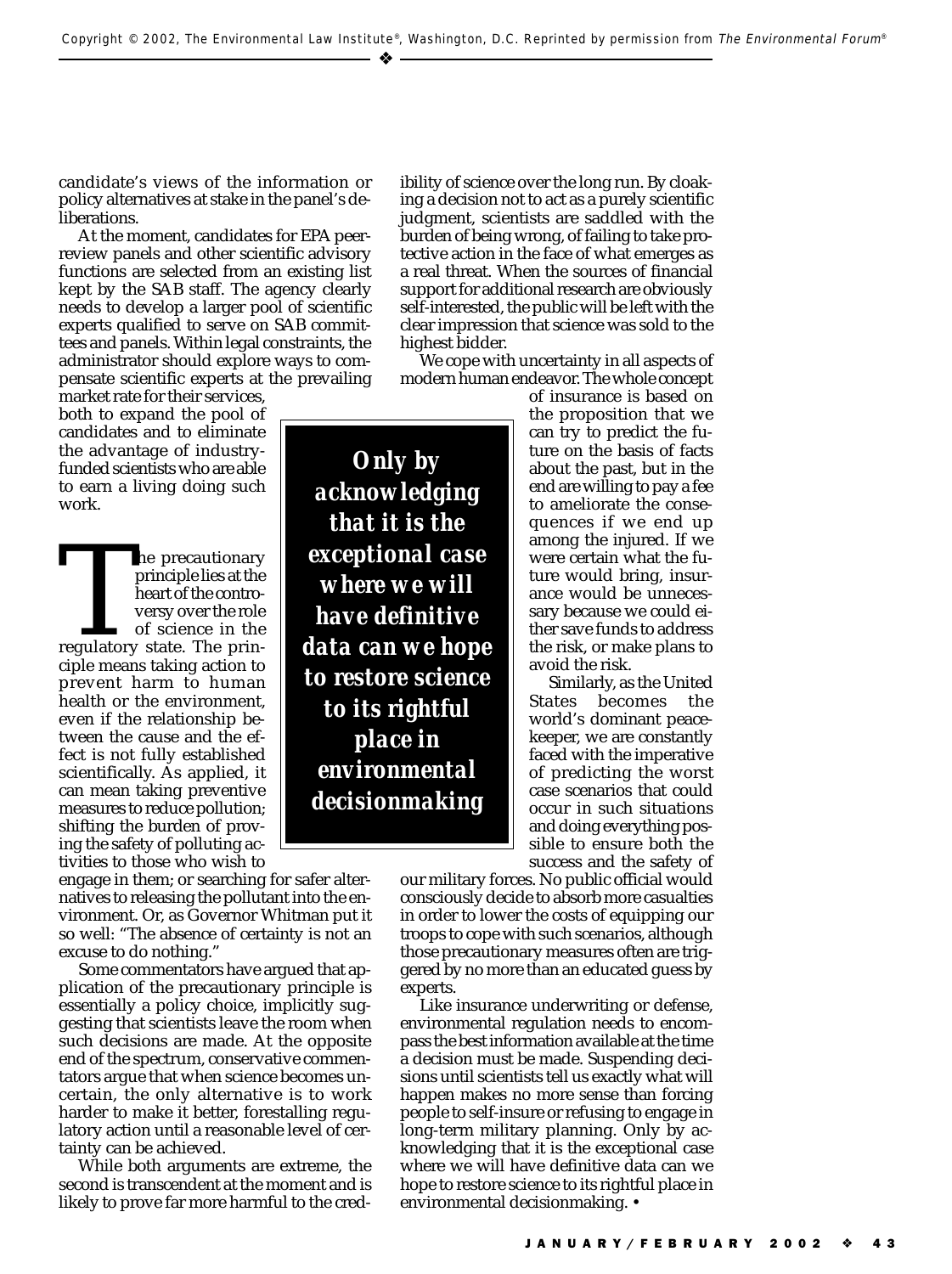candidate's views of the information or policy alternatives at stake in the panel's deliberations.

At the moment, candidates for EPA peer-review panels and other scientific advisory functions are selected from an existing list kept by the SAB staff. The agency clearly needs to develop a larger pool of scientific experts qualified to serve on SAB committees and panels. Within legal constraints, the administrator should explore ways to compensate scientific experts at the prevailing market rate for their services, both to expand the pool of candidates and to eliminate the advantage of industry-funded scientists who are able to earn a living doing such work.

The precautionary principle lies at the heart of the controversy over the role of science in the regulatory state. The principle means taking action to prevent harm to human health or the environment, even if the relationship between the cause and the effect is not fully established scientifically. As applied, it can mean taking preventive measures to reduce pollution; shifting the burden of proving the safety of polluting activities to those who wish to engage in them; or searching for safer alternatives to releasing the pollutant into the environment. Or, as Governor Whitman put it so well: "The absence of certainty is not an excuse to do nothing."

Some commentators have argued that application of the precautionary principle is essentially a policy choice, implicitly suggesting that scientists leave the room when such decisions are made. At the opposite end of the spectrum, conservative commentators argue that when science becomes uncertain, the only alternative is to work harder to make it better, forestalling regulatory action until a reasonable level of certainty can be achieved.

While both arguments are extreme, the second is transcendent at the moment and is likely to prove far more harmful to the credibility of science over the long run. By cloaking a decision not to act as a purely scientific judgment, scientists are saddled with the burden of being wrong, of failing to take protective action in the face of what emerges as a real threat. When the sources of financial support for additional research are obviously self-interested, the public will be left with the clear impression that science was sold to the highest bidder.

We cope with uncertainty in all aspects of modern human endeavor. The whole concept of insurance is based on the proposition that we can try to predict the future on the basis of facts about the past, but in the end are willing to pay a fee to ameliorate the consequences if we end up among the injured. If we were certain what the future would bring, insurance would be unnecessary because we could either save funds to address the risk, or make plans to avoid the risk.

Similarly, as the United States becomes the world's dominant peacekeeper, we are constantly faced with the imperative of predicting the worst case scenarios that could occur in such situations and doing everything possible to ensure both the success and the safety of our military forces. No public official would consciously decide to absorb more casualties in order to lower the costs of equipping our troops to cope with such scenarios, although those precautionary measures often are triggered by no more than an educated guess by experts.

Like insurance underwriting or defense, environmental regulation needs to encompass the best information available at the time a decision must be made. Suspending decisions until scientists tell us exactly what will happen makes no more sense than forcing people to self-insure or refusing to engage in long-term military planning. Only by acknowledging that it is the exceptional case where we will have definitive data can we hope to restore science to its rightful place in environmental decisionmaking. •

***Only by acknowledging that it is the exceptional case where we will have definitive data can we hope to restore science to its rightful place in environmental decisionmaking***